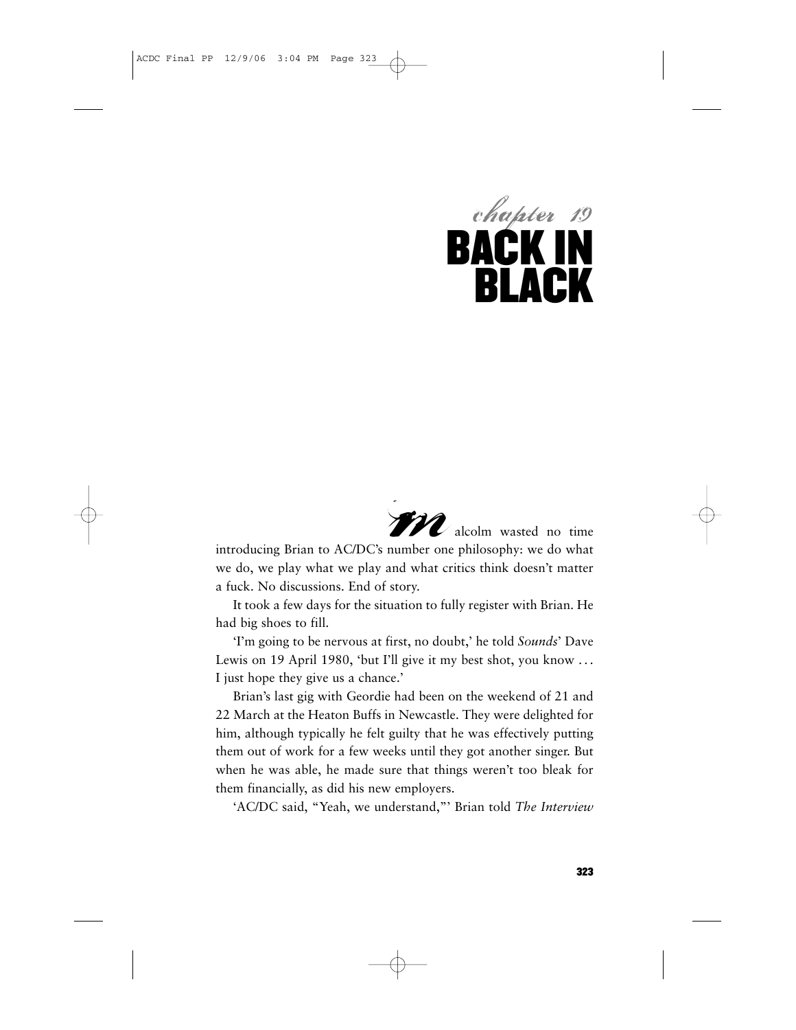# chapter 19
# BACK IN BLACK

Malcolm wasted no time introducing Brian to AC/DC's number one philosophy: we do what we do, we play what we play and what critics think doesn't matter a fuck. No discussions. End of story.

It took a few days for the situation to fully register with Brian. He had big shoes to fill.

'I'm going to be nervous at first, no doubt,' he told *Sounds*' Dave Lewis on 19 April 1980, 'but I'll give it my best shot, you know . . . I just hope they give us a chance.'

Brian's last gig with Geordie had been on the weekend of 21 and 22 March at the Heaton Buffs in Newcastle. They were delighted for him, although typically he felt guilty that he was effectively putting them out of work for a few weeks until they got another singer. But when he was able, he made sure that things weren't too bleak for them financially, as did his new employers.

'AC/DC said, "Yeah, we understand,"' Brian told *The Interview*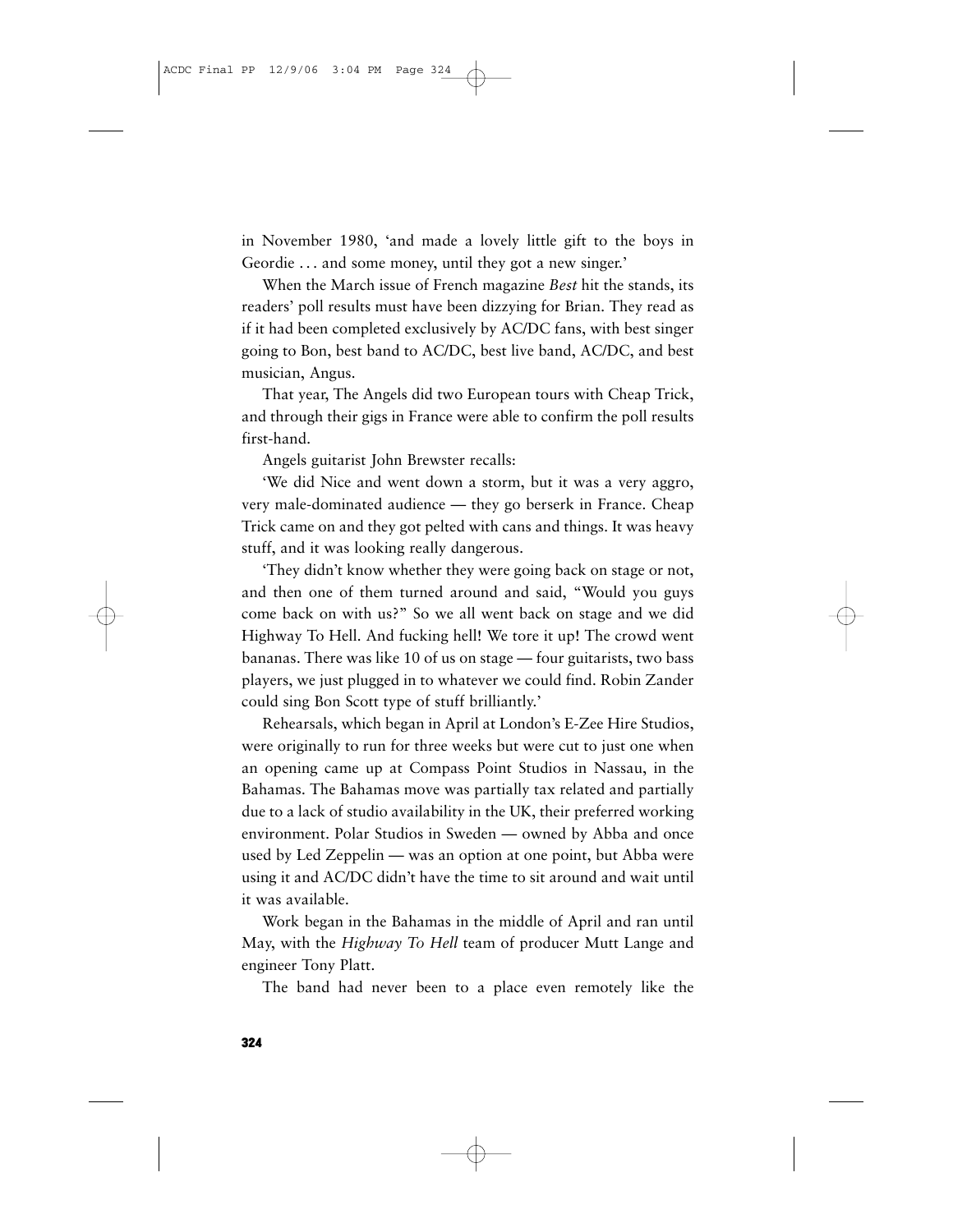in November 1980, 'and made a lovely little gift to the boys in Geordie . . . and some money, until they got a new singer.'

When the March issue of French magazine *Best* hit the stands, its readers' poll results must have been dizzying for Brian. They read as if it had been completed exclusively by AC/DC fans, with best singer going to Bon, best band to AC/DC, best live band, AC/DC, and best musician, Angus.

That year, The Angels did two European tours with Cheap Trick, and through their gigs in France were able to confirm the poll results first-hand.

Angels guitarist John Brewster recalls:

'We did Nice and went down a storm, but it was a very aggro, very male-dominated audience — they go berserk in France. Cheap Trick came on and they got pelted with cans and things. It was heavy stuff, and it was looking really dangerous.

'They didn't know whether they were going back on stage or not, and then one of them turned around and said, "Would you guys come back on with us?" So we all went back on stage and we did Highway To Hell. And fucking hell! We tore it up! The crowd went bananas. There was like 10 of us on stage — four guitarists, two bass players, we just plugged in to whatever we could find. Robin Zander could sing Bon Scott type of stuff brilliantly.'

Rehearsals, which began in April at London's E-Zee Hire Studios, were originally to run for three weeks but were cut to just one when an opening came up at Compass Point Studios in Nassau, in the Bahamas. The Bahamas move was partially tax related and partially due to a lack of studio availability in the UK, their preferred working environment. Polar Studios in Sweden — owned by Abba and once used by Led Zeppelin — was an option at one point, but Abba were using it and AC/DC didn't have the time to sit around and wait until it was available.

Work began in the Bahamas in the middle of April and ran until May, with the *Highway To Hell* team of producer Mutt Lange and engineer Tony Platt.

The band had never been to a place even remotely like the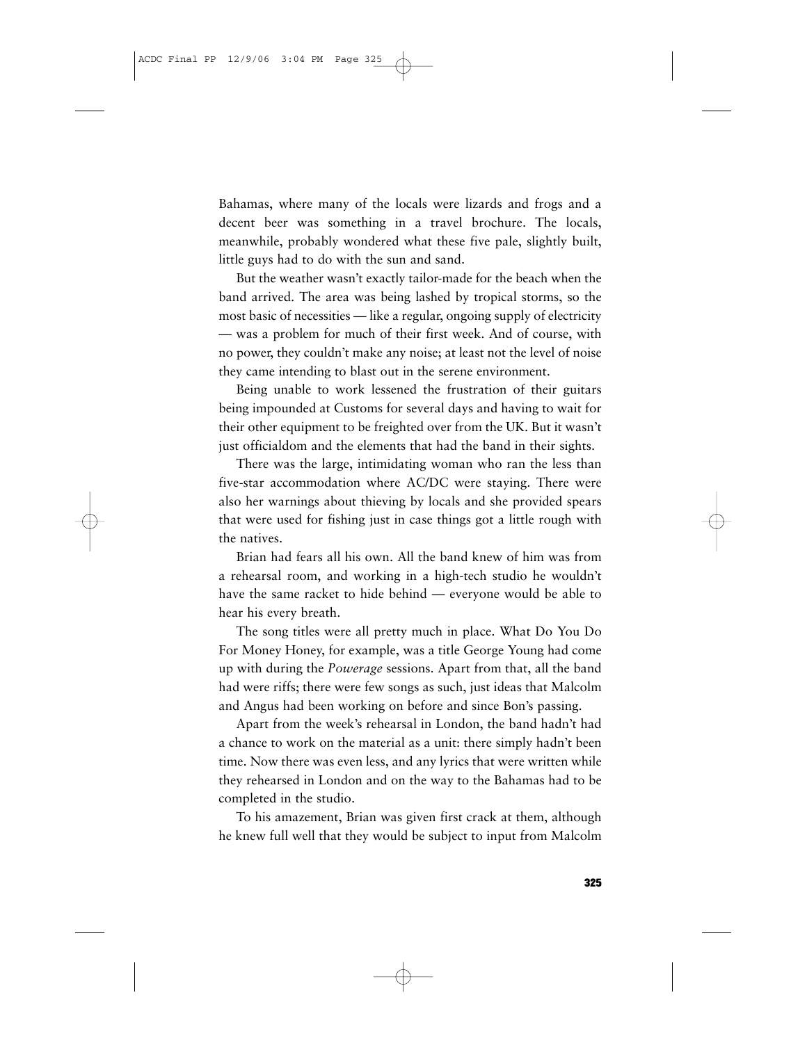Bahamas, where many of the locals were lizards and frogs and a decent beer was something in a travel brochure. The locals, meanwhile, probably wondered what these five pale, slightly built, little guys had to do with the sun and sand.

But the weather wasn't exactly tailor-made for the beach when the band arrived. The area was being lashed by tropical storms, so the most basic of necessities — like a regular, ongoing supply of electricity — was a problem for much of their first week. And of course, with no power, they couldn't make any noise; at least not the level of noise they came intending to blast out in the serene environment.

Being unable to work lessened the frustration of their guitars being impounded at Customs for several days and having to wait for their other equipment to be freighted over from the UK. But it wasn't just officialdom and the elements that had the band in their sights.

There was the large, intimidating woman who ran the less than five-star accommodation where AC/DC were staying. There were also her warnings about thieving by locals and she provided spears that were used for fishing just in case things got a little rough with the natives.

Brian had fears all his own. All the band knew of him was from a rehearsal room, and working in a high-tech studio he wouldn't have the same racket to hide behind — everyone would be able to hear his every breath.

The song titles were all pretty much in place. What Do You Do For Money Honey, for example, was a title George Young had come up with during the *Powerage* sessions. Apart from that, all the band had were riffs; there were few songs as such, just ideas that Malcolm and Angus had been working on before and since Bon's passing.

Apart from the week's rehearsal in London, the band hadn't had a chance to work on the material as a unit: there simply hadn't been time. Now there was even less, and any lyrics that were written while they rehearsed in London and on the way to the Bahamas had to be completed in the studio.

To his amazement, Brian was given first crack at them, although he knew full well that they would be subject to input from Malcolm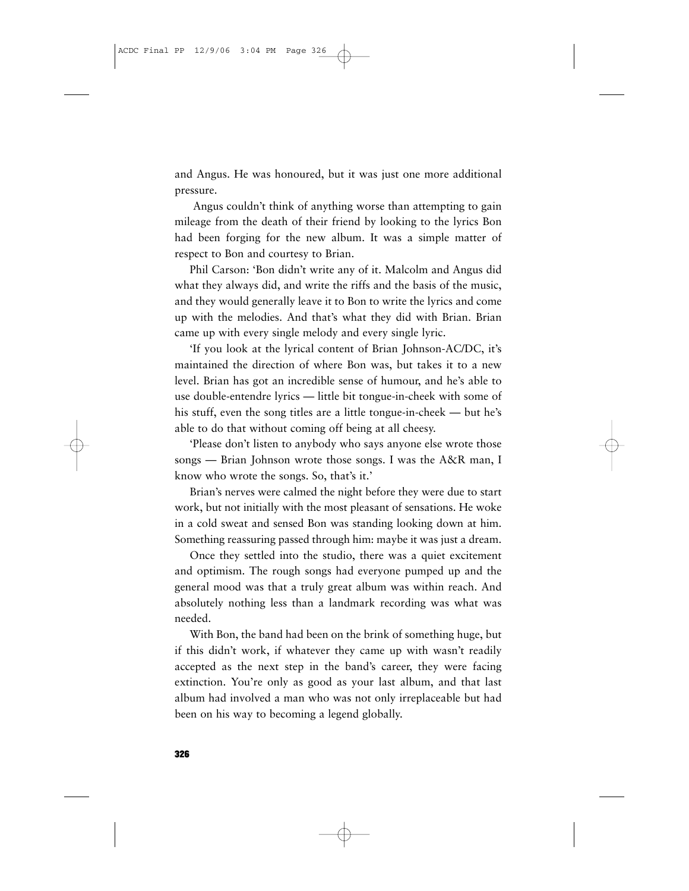and Angus. He was honoured, but it was just one more additional pressure.

Angus couldn't think of anything worse than attempting to gain mileage from the death of their friend by looking to the lyrics Bon had been forging for the new album. It was a simple matter of respect to Bon and courtesy to Brian.

Phil Carson: 'Bon didn't write any of it. Malcolm and Angus did what they always did, and write the riffs and the basis of the music, and they would generally leave it to Bon to write the lyrics and come up with the melodies. And that's what they did with Brian. Brian came up with every single melody and every single lyric.

'If you look at the lyrical content of Brian Johnson-AC/DC, it's maintained the direction of where Bon was, but takes it to a new level. Brian has got an incredible sense of humour, and he's able to use double-entendre lyrics — little bit tongue-in-cheek with some of his stuff, even the song titles are a little tongue-in-cheek — but he's able to do that without coming off being at all cheesy.

'Please don't listen to anybody who says anyone else wrote those songs — Brian Johnson wrote those songs. I was the A&R man, I know who wrote the songs. So, that's it.'

Brian's nerves were calmed the night before they were due to start work, but not initially with the most pleasant of sensations. He woke in a cold sweat and sensed Bon was standing looking down at him. Something reassuring passed through him: maybe it was just a dream.

Once they settled into the studio, there was a quiet excitement and optimism. The rough songs had everyone pumped up and the general mood was that a truly great album was within reach. And absolutely nothing less than a landmark recording was what was needed.

With Bon, the band had been on the brink of something huge, but if this didn't work, if whatever they came up with wasn't readily accepted as the next step in the band's career, they were facing extinction. You're only as good as your last album, and that last album had involved a man who was not only irreplaceable but had been on his way to becoming a legend globally.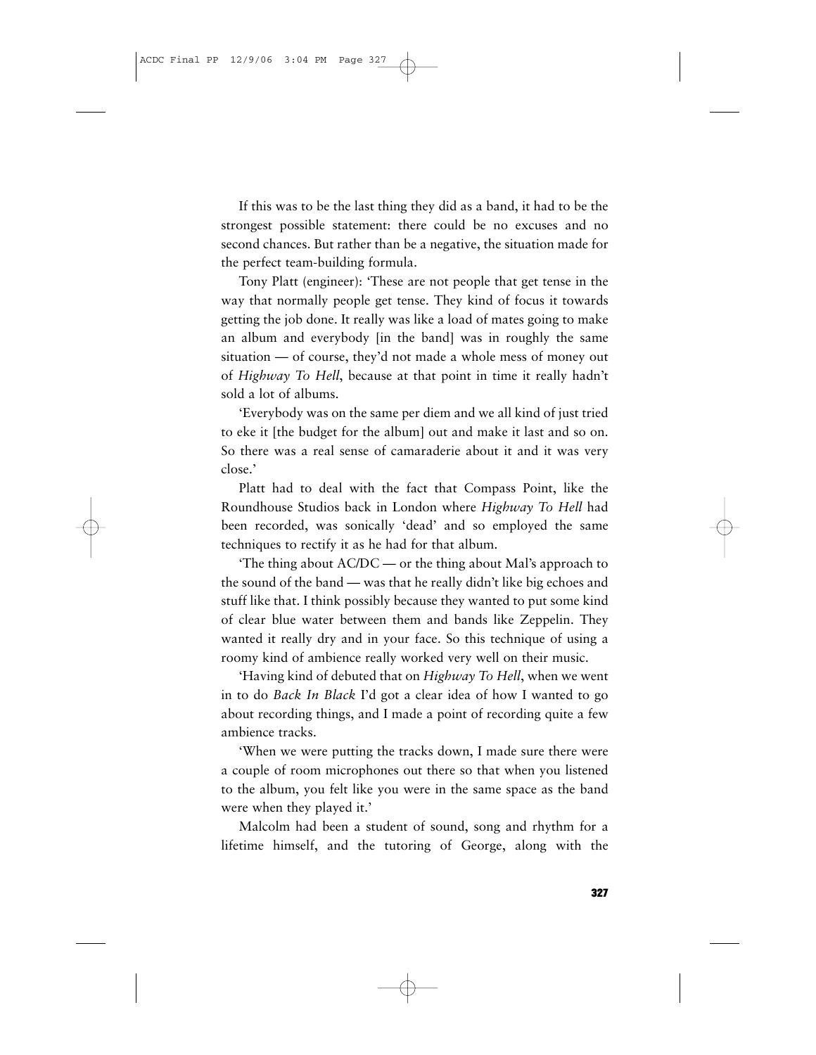If this was to be the last thing they did as a band, it had to be the strongest possible statement: there could be no excuses and no second chances. But rather than be a negative, the situation made for the perfect team-building formula.

Tony Platt (engineer): 'These are not people that get tense in the way that normally people get tense. They kind of focus it towards getting the job done. It really was like a load of mates going to make an album and everybody [in the band] was in roughly the same situation — of course, they'd not made a whole mess of money out of *Highway To Hell*, because at that point in time it really hadn't sold a lot of albums.

'Everybody was on the same per diem and we all kind of just tried to eke it [the budget for the album] out and make it last and so on. So there was a real sense of camaraderie about it and it was very close.'

Platt had to deal with the fact that Compass Point, like the Roundhouse Studios back in London where *Highway To Hell* had been recorded, was sonically 'dead' and so employed the same techniques to rectify it as he had for that album.

'The thing about AC/DC — or the thing about Mal's approach to the sound of the band — was that he really didn't like big echoes and stuff like that. I think possibly because they wanted to put some kind of clear blue water between them and bands like Zeppelin. They wanted it really dry and in your face. So this technique of using a roomy kind of ambience really worked very well on their music.

'Having kind of debuted that on *Highway To Hell*, when we went in to do *Back In Black* I'd got a clear idea of how I wanted to go about recording things, and I made a point of recording quite a few ambience tracks.

'When we were putting the tracks down, I made sure there were a couple of room microphones out there so that when you listened to the album, you felt like you were in the same space as the band were when they played it.'

Malcolm had been a student of sound, song and rhythm for a lifetime himself, and the tutoring of George, along with the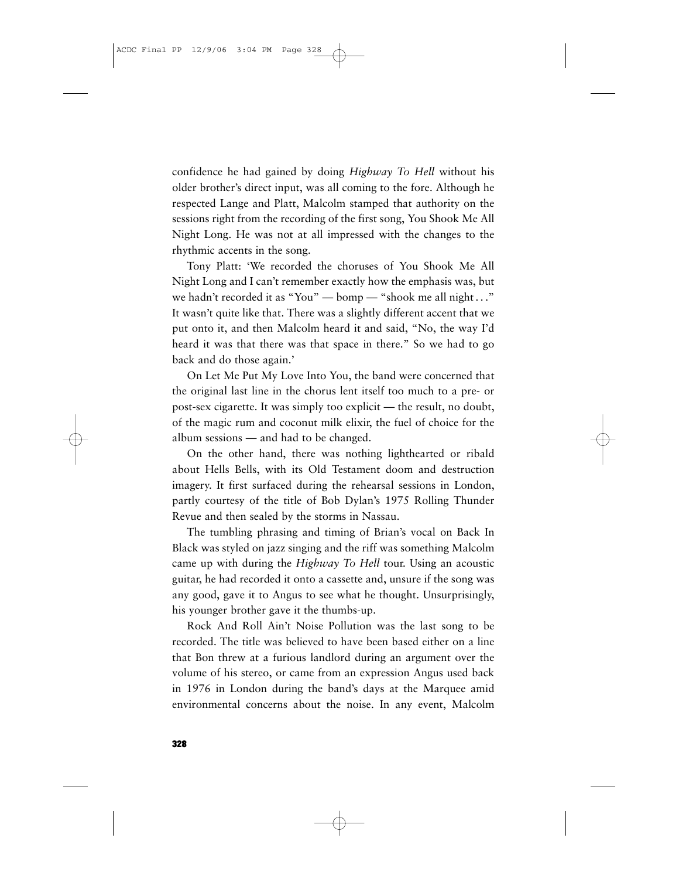confidence he had gained by doing *Highway To Hell* without his older brother's direct input, was all coming to the fore. Although he respected Lange and Platt, Malcolm stamped that authority on the sessions right from the recording of the first song, You Shook Me All Night Long. He was not at all impressed with the changes to the rhythmic accents in the song.

Tony Platt: 'We recorded the choruses of You Shook Me All Night Long and I can't remember exactly how the emphasis was, but we hadn't recorded it as "You" — bomp — "shook me all night . . ." It wasn't quite like that. There was a slightly different accent that we put onto it, and then Malcolm heard it and said, "No, the way I'd heard it was that there was that space in there." So we had to go back and do those again.'

On Let Me Put My Love Into You, the band were concerned that the original last line in the chorus lent itself too much to a pre- or post-sex cigarette. It was simply too explicit — the result, no doubt, of the magic rum and coconut milk elixir, the fuel of choice for the album sessions — and had to be changed.

On the other hand, there was nothing lighthearted or ribald about Hells Bells, with its Old Testament doom and destruction imagery. It first surfaced during the rehearsal sessions in London, partly courtesy of the title of Bob Dylan's 1975 Rolling Thunder Revue and then sealed by the storms in Nassau.

The tumbling phrasing and timing of Brian's vocal on Back In Black was styled on jazz singing and the riff was something Malcolm came up with during the *Highway To Hell* tour. Using an acoustic guitar, he had recorded it onto a cassette and, unsure if the song was any good, gave it to Angus to see what he thought. Unsurprisingly, his younger brother gave it the thumbs-up.

Rock And Roll Ain't Noise Pollution was the last song to be recorded. The title was believed to have been based either on a line that Bon threw at a furious landlord during an argument over the volume of his stereo, or came from an expression Angus used back in 1976 in London during the band's days at the Marquee amid environmental concerns about the noise. In any event, Malcolm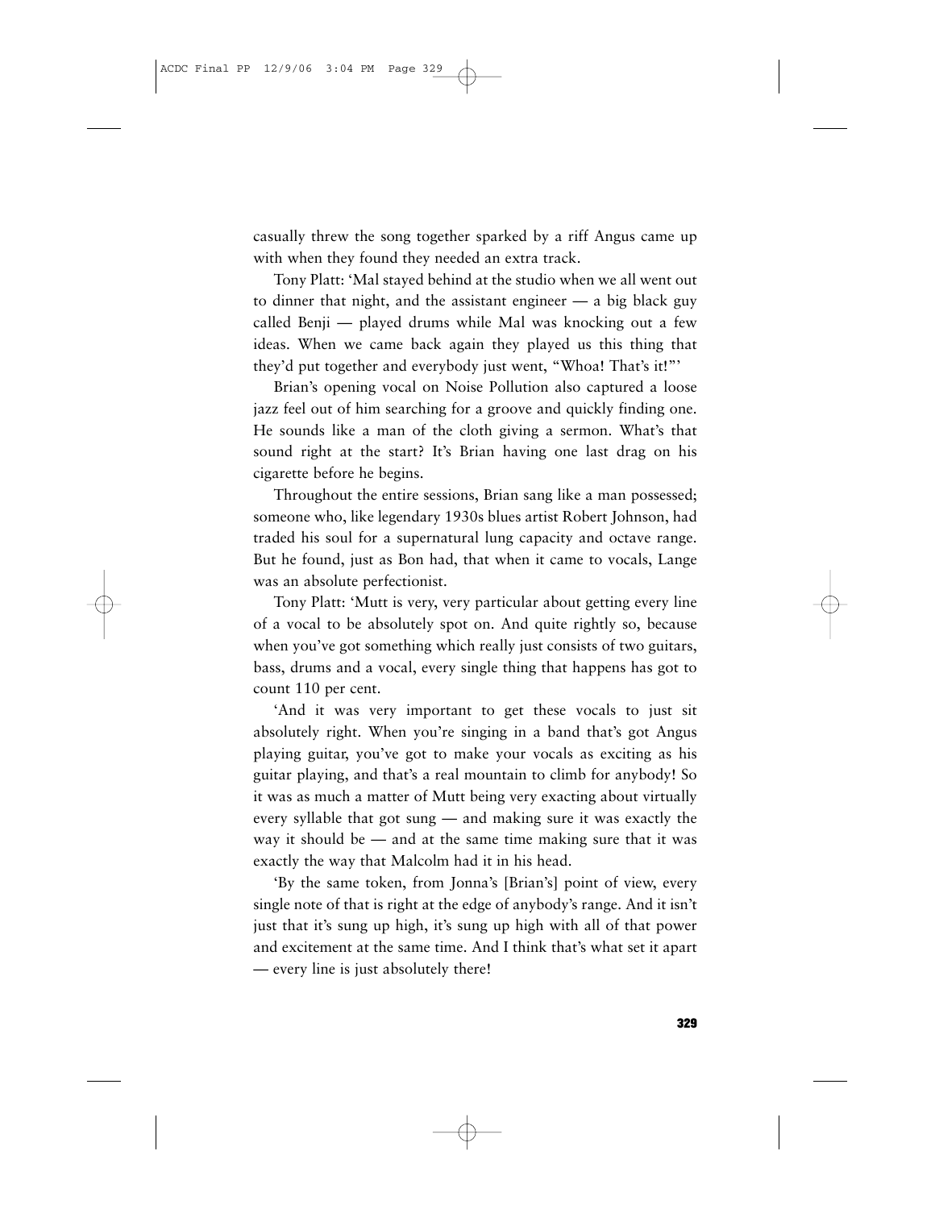casually threw the song together sparked by a riff Angus came up with when they found they needed an extra track.

Tony Platt: 'Mal stayed behind at the studio when we all went out to dinner that night, and the assistant engineer — a big black guy called Benji — played drums while Mal was knocking out a few ideas. When we came back again they played us this thing that they'd put together and everybody just went, "Whoa! That's it!"'

Brian's opening vocal on Noise Pollution also captured a loose jazz feel out of him searching for a groove and quickly finding one. He sounds like a man of the cloth giving a sermon. What's that sound right at the start? It's Brian having one last drag on his cigarette before he begins.

Throughout the entire sessions, Brian sang like a man possessed; someone who, like legendary 1930s blues artist Robert Johnson, had traded his soul for a supernatural lung capacity and octave range. But he found, just as Bon had, that when it came to vocals, Lange was an absolute perfectionist.

Tony Platt: 'Mutt is very, very particular about getting every line of a vocal to be absolutely spot on. And quite rightly so, because when you've got something which really just consists of two guitars, bass, drums and a vocal, every single thing that happens has got to count 110 per cent.

'And it was very important to get these vocals to just sit absolutely right. When you're singing in a band that's got Angus playing guitar, you've got to make your vocals as exciting as his guitar playing, and that's a real mountain to climb for anybody! So it was as much a matter of Mutt being very exacting about virtually every syllable that got sung — and making sure it was exactly the way it should be — and at the same time making sure that it was exactly the way that Malcolm had it in his head.

'By the same token, from Jonna's [Brian's] point of view, every single note of that is right at the edge of anybody's range. And it isn't just that it's sung up high, it's sung up high with all of that power and excitement at the same time. And I think that's what set it apart — every line is just absolutely there!